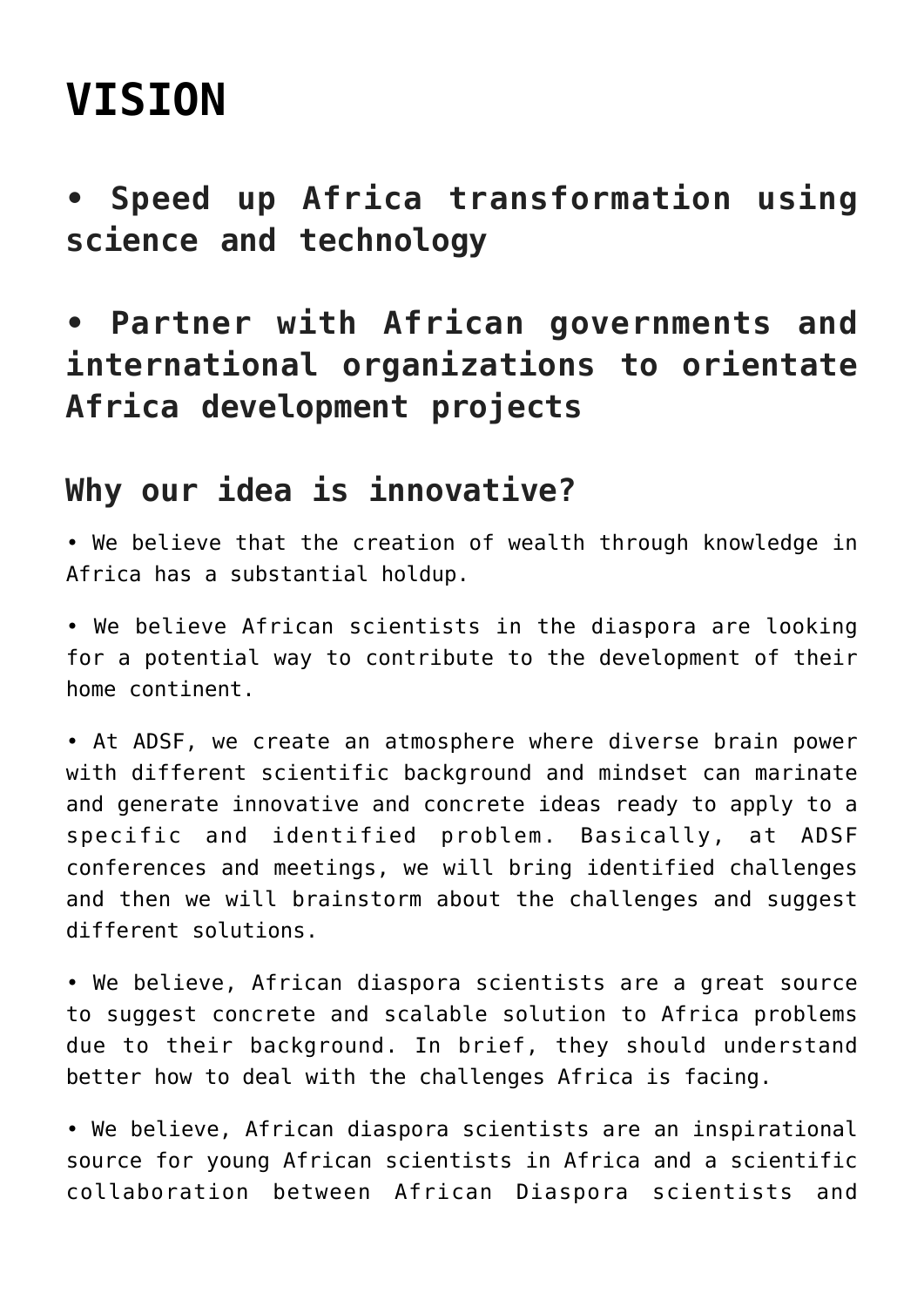# VISION

## • Speed up Africa transformation using science and technology

## • Partner with African governments and international organizations to orientate Africa development projects

### Why our idea is innovative?

• We believe that the creation of wealth through knowledge in Africa has a substantial holdup.

• We believe African scientists in the diaspora are looking for a potential way to contribute to the development of their home continent.

• At ADSF, we create an atmosphere where diverse brain power with different scientific background and mindset can marinate and generate innovative and concrete ideas ready to apply to a specific and identified problem. Basically, at ADSF conferences and meetings, we will bring identified challenges and then we will brainstorm about the challenges and suggest different solutions.

• We believe, African diaspora scientists are a great source to suggest concrete and scalable solution to Africa problems due to their background. In brief, they should understand better how to deal with the challenges Africa is facing.

• We believe, African diaspora scientists are an inspirational source for young African scientists in Africa and a scientific collaboration between African Diaspora scientists and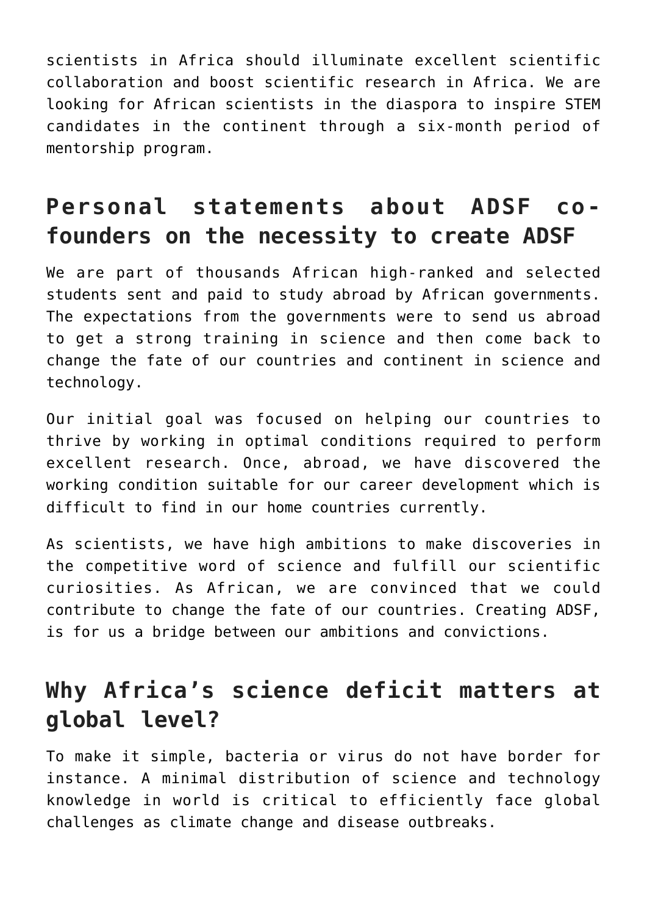scientists in Africa should illuminate excellent scientific collaboration and boost scientific research in Africa. We are looking for African scientists in the diaspora to inspire STEM candidates in the continent through a six-month period of mentorship program.

## Personal statements about ADSF co-founders on the necessity to create ADSF

We are part of thousands African high-ranked and selected students sent and paid to study abroad by African governments. The expectations from the governments were to send us abroad to get a strong training in science and then come back to change the fate of our countries and continent in science and technology.

Our initial goal was focused on helping our countries to thrive by working in optimal conditions required to perform excellent research. Once, abroad, we have discovered the working condition suitable for our career development which is difficult to find in our home countries currently.

As scientists, we have high ambitions to make discoveries in the competitive word of science and fulfill our scientific curiosities. As African, we are convinced that we could contribute to change the fate of our countries. Creating ADSF, is for us a bridge between our ambitions and convictions.

## Why Africa's science deficit matters at global level?

To make it simple, bacteria or virus do not have border for instance. A minimal distribution of science and technology knowledge in world is critical to efficiently face global challenges as climate change and disease outbreaks.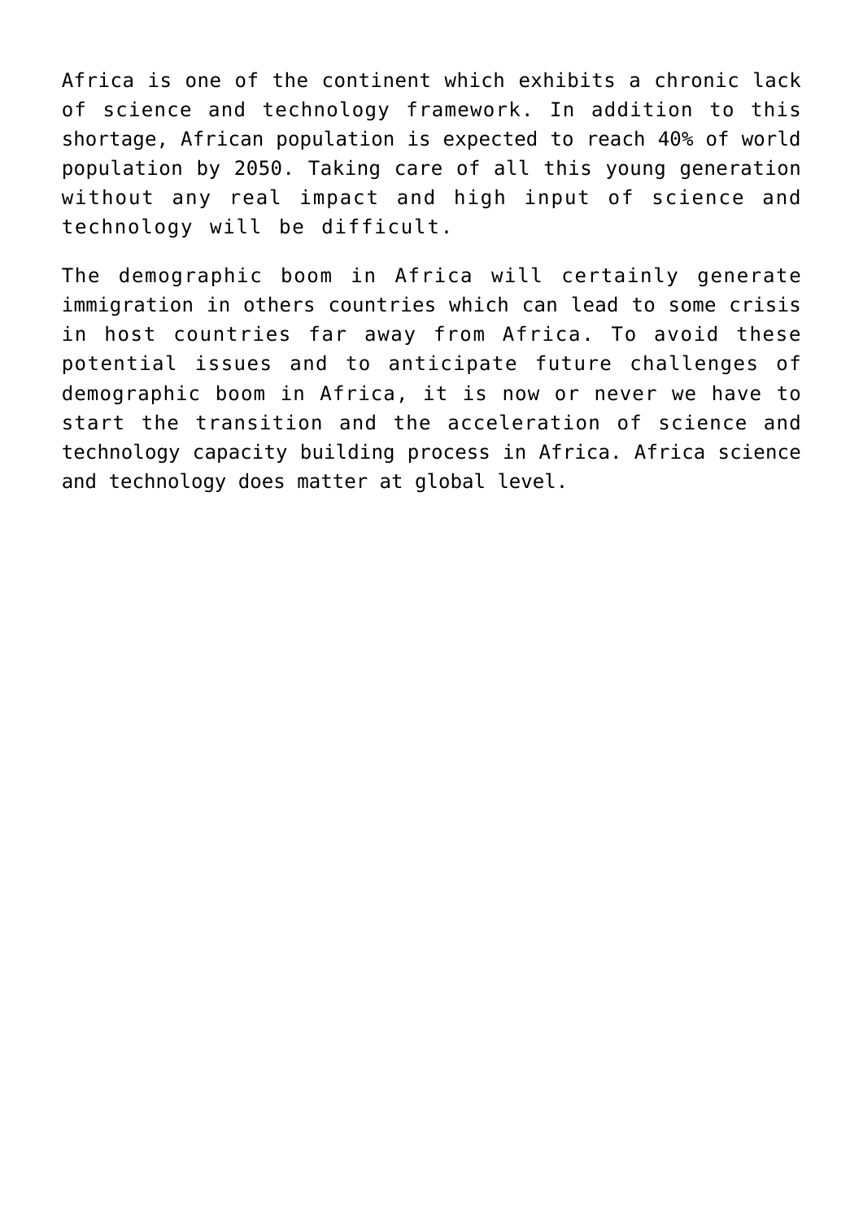Africa is one of the continent which exhibits a chronic lack of science and technology framework. In addition to this shortage, African population is expected to reach 40% of world population by 2050. Taking care of all this young generation without any real impact and high input of science and technology will be difficult.

The demographic boom in Africa will certainly generate immigration in others countries which can lead to some crisis in host countries far away from Africa. To avoid these potential issues and to anticipate future challenges of demographic boom in Africa, it is now or never we have to start the transition and the acceleration of science and technology capacity building process in Africa. Africa science and technology does matter at global level.